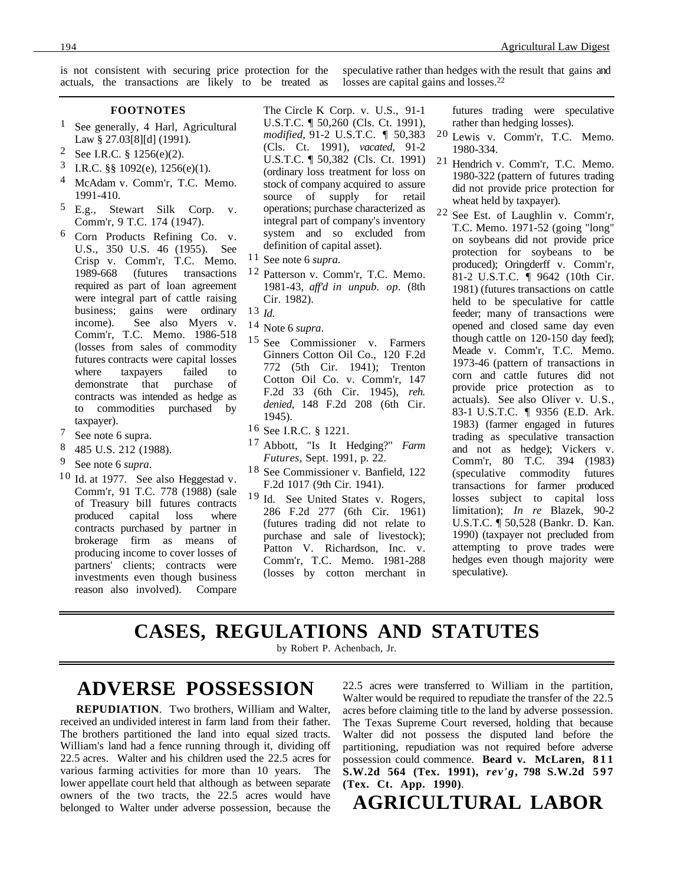is not consistent with securing price protection for the actuals, the transactions are likely to be treated as speculative rather than hedges with the result that gains and losses are capital gains and losses.[22]

#### FOOTNOTES

1. See generally, 4 Harl, Agricultural Law § 27.03[8][d] (1991).
2. See I.R.C. § 1256(e)(2).
3. I.R.C. §§ 1092(e), 1256(e)(1).
4. McAdam v. Comm'r, T.C. Memo. 1991-410.
5. E.g., Stewart Silk Corp. v. Comm'r, 9 T.C. 174 (1947).
6. Corn Products Refining Co. v. U.S., 350 U.S. 46 (1955). See Crisp v. Comm'r, T.C. Memo. 1989-668 (futures transactions required as part of loan agreement were integral part of cattle raising business; gains were ordinary income). See also Myers v. Comm'r, T.C. Memo. 1986-518 (losses from sales of commodity futures contracts were capital losses where taxpayers failed to demonstrate that purchase of contracts was intended as hedge as to commodities purchased by taxpayer).
7. See note 6 supra.
8. 485 U.S. 212 (1988).
9. See note 6 *supra*.
10. Id. at 1977. See also Heggestad v. Comm'r, 91 T.C. 778 (1988) (sale of Treasury bill futures contracts produced capital loss where contracts purchased by partner in brokerage firm as means of producing income to cover losses of partners' clients; contracts were investments even though business reason also involved). Compare The Circle K Corp. v. U.S., 91-1 U.S.T.C. ¶ 50,260 (Cls. Ct. 1991), *modified*, 91-2 U.S.T.C. ¶ 50,383 (Cls. Ct. 1991), *vacated*, 91-2 U.S.T.C. ¶ 50,382 (Cls. Ct. 1991) (ordinary loss treatment for loss on stock of company acquired to assure source of supply for retail operations; purchase characterized as integral part of company's inventory system and so excluded from definition of capital asset).
11. See note 6 *supra*.
12. Patterson v. Comm'r, T.C. Memo. 1981-43, *aff'd in unpub. op*. (8th Cir. 1982).
13. *Id.*
14. Note 6 *supra*.
15. See Commissioner v. Farmers Ginners Cotton Oil Co., 120 F.2d 772 (5th Cir. 1941); Trenton Cotton Oil Co. v. Comm'r, 147 F.2d 33 (6th Cir. 1945), *reh. denied*, 148 F.2d 208 (6th Cir. 1945).
16. See I.R.C. § 1221.
17. Abbott, "Is It Hedging?" *Farm Futures*, Sept. 1991, p. 22.
18. See Commissioner v. Banfield, 122 F.2d 1017 (9th Cir. 1941).
19. Id. See United States v. Rogers, 286 F.2d 277 (6th Cir. 1961) (futures trading did not relate to purchase and sale of livestock); Patton V. Richardson, Inc. v. Comm'r, T.C. Memo. 1981-288 (losses by cotton merchant in futures trading were speculative rather than hedging losses).
20. Lewis v. Comm'r, T.C. Memo. 1980-334.
21. Hendrich v. Comm'r, T.C. Memo. 1980-322 (pattern of futures trading did not provide price protection for wheat held by taxpayer).
22. See Est. of Laughlin v. Comm'r, T.C. Memo. 1971-52 (going "long" on soybeans did not provide price protection for soybeans to be produced); Oringderff v. Comm'r, 81-2 U.S.T.C. ¶ 9642 (10th Cir. 1981) (futures transactions on cattle held to be speculative for cattle feeder; many of transactions were opened and closed same day even though cattle on 120-150 day feed); Meade v. Comm'r, T.C. Memo. 1973-46 (pattern of transactions in corn and cattle futures did not provide price protection as to actuals). See also Oliver v. U.S., 83-1 U.S.T.C. ¶ 9356 (E.D. Ark. 1983) (farmer engaged in futures trading as speculative transaction and not as hedge); Vickers v. Comm'r, 80 T.C. 394 (1983) (speculative commodity futures transactions for farmer produced losses subject to capital loss limitation); *In re* Blazek, 90-2 U.S.T.C. ¶ 50,528 (Bankr. D. Kan. 1990) (taxpayer not precluded from attempting to prove trades were hedges even though majority were speculative).

# CASES, REGULATIONS AND STATUTES

by Robert P. Achenbach, Jr.

## ADVERSE POSSESSION

**REPUDIATION**. Two brothers, William and Walter, received an undivided interest in farm land from their father. The brothers partitioned the land into equal sized tracts. William's land had a fence running through it, dividing off 22.5 acres. Walter and his children used the 22.5 acres for various farming activities for more than 10 years. The lower appellate court held that although as between separate owners of the two tracts, the 22.5 acres would have belonged to Walter under adverse possession, because the 22.5 acres were transferred to William in the partition, Walter would be required to repudiate the transfer of the 22.5 acres before claiming title to the land by adverse possession. The Texas Supreme Court reversed, holding that because Walter did not possess the disputed land before the partitioning, repudiation was not required before adverse possession could commence. **Beard v. McLaren, 811 S.W.2d 564 (Tex. 1991), *rev'g*, 798 S.W.2d 597 (Tex. Ct. App. 1990)**.

## AGRICULTURAL LABOR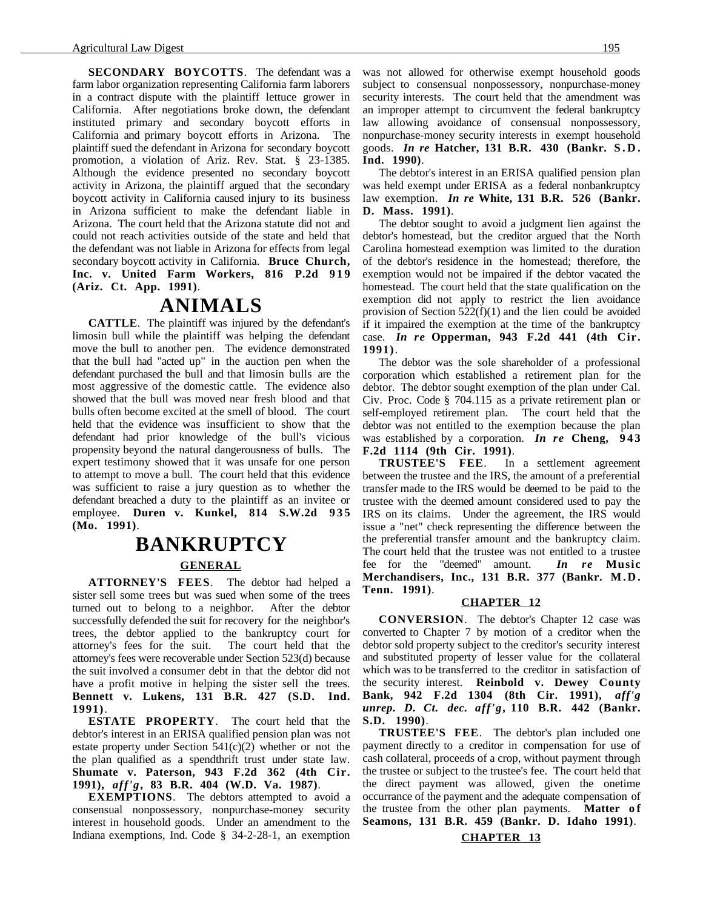**SECONDARY BOYCOTTS**. The defendant was a farm labor organization representing California farm laborers in a contract dispute with the plaintiff lettuce grower in California. After negotiations broke down, the defendant instituted primary and secondary boycott efforts in California and primary boycott efforts in Arizona. The plaintiff sued the defendant in Arizona for secondary boycott promotion, a violation of Ariz. Rev. Stat. § 23-1385. Although the evidence presented no secondary boycott activity in Arizona, the plaintiff argued that the secondary boycott activity in California caused injury to its business in Arizona sufficient to make the defendant liable in Arizona. The court held that the Arizona statute did not and could not reach activities outside of the state and held that the defendant was not liable in Arizona for effects from legal secondary boycott activity in California. **Bruce Church, Inc. v. United Farm Workers, 816 P.2d 919 (Ariz. Ct. App. 1991)**.

# ANIMALS

**CATTLE**. The plaintiff was injured by the defendant's limosin bull while the plaintiff was helping the defendant move the bull to another pen. The evidence demonstrated that the bull had "acted up" in the auction pen when the defendant purchased the bull and that limosin bulls are the most aggressive of the domestic cattle. The evidence also showed that the bull was moved near fresh blood and that bulls often become excited at the smell of blood. The court held that the evidence was insufficient to show that the defendant had prior knowledge of the bull's vicious propensity beyond the natural dangerousness of bulls. The expert testimony showed that it was unsafe for one person to attempt to move a bull. The court held that this evidence was sufficient to raise a jury question as to whether the defendant breached a duty to the plaintiff as an invitee or employee. **Duren v. Kunkel, 814 S.W.2d 935 (Mo. 1991)**.

# BANKRUPTCY

## GENERAL

**ATTORNEY'S FEES**. The debtor had helped a sister sell some trees but was sued when some of the trees turned out to belong to a neighbor. After the debtor successfully defended the suit for recovery for the neighbor's trees, the debtor applied to the bankruptcy court for attorney's fees for the suit. The court held that the attorney's fees were recoverable under Section 523(d) because the suit involved a consumer debt in that the debtor did not have a profit motive in helping the sister sell the trees. **Bennett v. Lukens, 131 B.R. 427 (S.D. Ind. 1991)**.

**ESTATE PROPERTY**. The court held that the debtor's interest in an ERISA qualified pension plan was not estate property under Section 541(c)(2) whether or not the the plan qualified as a spendthrift trust under state law. **Shumate v. Paterson, 943 F.2d 362 (4th Cir. 1991),** ***aff'g*****, 83 B.R. 404 (W.D. Va. 1987)**.

**EXEMPTIONS**. The debtors attempted to avoid a consensual nonpossessory, nonpurchase-money security interest in household goods. Under an amendment to the Indiana exemptions, Ind. Code § 34-2-28-1, an exemption was not allowed for otherwise exempt household goods subject to consensual nonpossessory, nonpurchase-money security interests. The court held that the amendment was an improper attempt to circumvent the federal bankruptcy law allowing avoidance of consensual nonpossessory, nonpurchase-money security interests in exempt household goods. ***In re*** **Hatcher, 131 B.R. 430 (Bankr. S.D. Ind. 1990)**.

The debtor's interest in an ERISA qualified pension plan was held exempt under ERISA as a federal nonbankruptcy law exemption. ***In re*** **White, 131 B.R. 526 (Bankr. D. Mass. 1991)**.

The debtor sought to avoid a judgment lien against the debtor's homestead, but the creditor argued that the North Carolina homestead exemption was limited to the duration of the debtor's residence in the homestead; therefore, the exemption would not be impaired if the debtor vacated the homestead. The court held that the state qualification on the exemption did not apply to restrict the lien avoidance provision of Section 522(f)(1) and the lien could be avoided if it impaired the exemption at the time of the bankruptcy case. ***In re*** **Opperman, 943 F.2d 441 (4th Cir. 1991)**.

The debtor was the sole shareholder of a professional corporation which established a retirement plan for the debtor. The debtor sought exemption of the plan under Cal. Civ. Proc. Code § 704.115 as a private retirement plan or self-employed retirement plan. The court held that the debtor was not entitled to the exemption because the plan was established by a corporation. ***In re*** **Cheng, 943 F.2d 1114 (9th Cir. 1991)**.

**TRUSTEE'S FEE**. In a settlement agreement between the trustee and the IRS, the amount of a preferential transfer made to the IRS would be deemed to be paid to the trustee with the deemed amount considered used to pay the IRS on its claims. Under the agreement, the IRS would issue a "net" check representing the difference between the the preferential transfer amount and the bankruptcy claim. The court held that the trustee was not entitled to a trustee fee for the "deemed" amount. ***In re*** **Music Merchandisers, Inc., 131 B.R. 377 (Bankr. M.D. Tenn. 1991)**.

## CHAPTER 12

**CONVERSION**. The debtor's Chapter 12 case was converted to Chapter 7 by motion of a creditor when the debtor sold property subject to the creditor's security interest and substituted property of lesser value for the collateral which was to be transferred to the creditor in satisfaction of the security interest. **Reinbold v. Dewey County Bank, 942 F.2d 1304 (8th Cir. 1991),** ***aff'g unrep. D. Ct. dec. aff'g*****, 110 B.R. 442 (Bankr. S.D. 1990)**.

**TRUSTEE'S FEE**. The debtor's plan included one payment directly to a creditor in compensation for use of cash collateral, proceeds of a crop, without payment through the trustee or subject to the trustee's fee. The court held that the direct payment was allowed, given the onetime occurrance of the payment and the adequate compensation of the trustee from the other plan payments. **Matter of Seamons, 131 B.R. 459 (Bankr. D. Idaho 1991)**.

## CHAPTER 13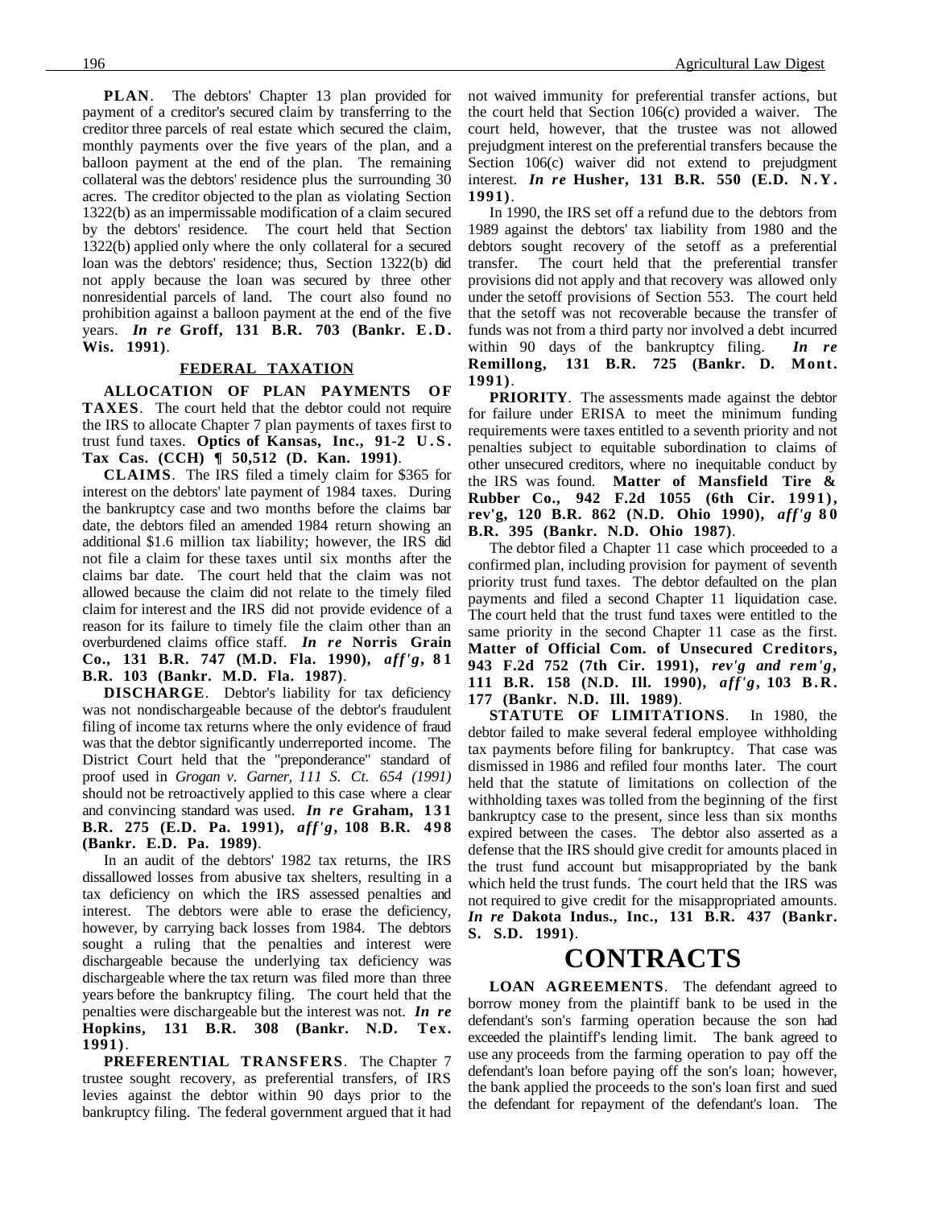**PLAN**. The debtors' Chapter 13 plan provided for payment of a creditor's secured claim by transferring to the creditor three parcels of real estate which secured the claim, monthly payments over the five years of the plan, and a balloon payment at the end of the plan. The remaining collateral was the debtors' residence plus the surrounding 30 acres. The creditor objected to the plan as violating Section 1322(b) as an impermissable modification of a claim secured by the debtors' residence. The court held that Section 1322(b) applied only where the only collateral for a secured loan was the debtors' residence; thus, Section 1322(b) did not apply because the loan was secured by three other nonresidential parcels of land. The court also found no prohibition against a balloon payment at the end of the five years. ***In re* Groff, 131 B.R. 703 (Bankr. E.D. Wis. 1991)**.

## FEDERAL TAXATION

**ALLOCATION OF PLAN PAYMENTS OF TAXES**. The court held that the debtor could not require the IRS to allocate Chapter 7 plan payments of taxes first to trust fund taxes. **Optics of Kansas, Inc., 91-2 U.S. Tax Cas. (CCH) ¶ 50,512 (D. Kan. 1991)**.

**CLAIMS**. The IRS filed a timely claim for $365 for interest on the debtors' late payment of 1984 taxes. During the bankruptcy case and two months before the claims bar date, the debtors filed an amended 1984 return showing an additional $1.6 million tax liability; however, the IRS did not file a claim for these taxes until six months after the claims bar date. The court held that the claim was not allowed because the claim did not relate to the timely filed claim for interest and the IRS did not provide evidence of a reason for its failure to timely file the claim other than an overburdened claims office staff. ***In re* Norris Grain Co., 131 B.R. 747 (M.D. Fla. 1990), *aff'g*, 81 B.R. 103 (Bankr. M.D. Fla. 1987)**.

**DISCHARGE**. Debtor's liability for tax deficiency was not nondischargeable because of the debtor's fraudulent filing of income tax returns where the only evidence of fraud was that the debtor significantly underreported income. The District Court held that the "preponderance" standard of proof used in *Grogan v. Garner, 111 S. Ct. 654 (1991)* should not be retroactively applied to this case where a clear and convincing standard was used. ***In re* Graham, 131 B.R. 275 (E.D. Pa. 1991), *aff'g*, 108 B.R. 498 (Bankr. E.D. Pa. 1989)**.

In an audit of the debtors' 1982 tax returns, the IRS dissallowed losses from abusive tax shelters, resulting in a tax deficiency on which the IRS assessed penalties and interest. The debtors were able to erase the deficiency, however, by carrying back losses from 1984. The debtors sought a ruling that the penalties and interest were dischargeable because the underlying tax deficiency was dischargeable where the tax return was filed more than three years before the bankruptcy filing. The court held that the penalties were dischargeable but the interest was not. ***In re* Hopkins, 131 B.R. 308 (Bankr. N.D. Tex. 1991)**.

**PREFERENTIAL TRANSFERS**. The Chapter 7 trustee sought recovery, as preferential transfers, of IRS levies against the debtor within 90 days prior to the bankruptcy filing. The federal government argued that it had not waived immunity for preferential transfer actions, but the court held that Section 106(c) provided a waiver. The court held, however, that the trustee was not allowed prejudgment interest on the preferential transfers because the Section 106(c) waiver did not extend to prejudgment interest. ***In re* Husher, 131 B.R. 550 (E.D. N.Y. 1991)**.

In 1990, the IRS set off a refund due to the debtors from 1989 against the debtors' tax liability from 1980 and the debtors sought recovery of the setoff as a preferential transfer. The court held that the preferential transfer provisions did not apply and that recovery was allowed only under the setoff provisions of Section 553. The court held that the setoff was not recoverable because the transfer of funds was not from a third party nor involved a debt incurred within 90 days of the bankruptcy filing. ***In re* Remillong, 131 B.R. 725 (Bankr. D. Mont. 1991)**.

**PRIORITY**. The assessments made against the debtor for failure under ERISA to meet the minimum funding requirements were taxes entitled to a seventh priority and not penalties subject to equitable subordination to claims of other unsecured creditors, where no inequitable conduct by the IRS was found. **Matter of Mansfield Tire & Rubber Co., 942 F.2d 1055 (6th Cir. 1991), rev'g, 120 B.R. 862 (N.D. Ohio 1990), *aff'g* 80 B.R. 395 (Bankr. N.D. Ohio 1987)**.

The debtor filed a Chapter 11 case which proceeded to a confirmed plan, including provision for payment of seventh priority trust fund taxes. The debtor defaulted on the plan payments and filed a second Chapter 11 liquidation case. The court held that the trust fund taxes were entitled to the same priority in the second Chapter 11 case as the first. **Matter of Official Com. of Unsecured Creditors, 943 F.2d 752 (7th Cir. 1991), *rev'g and rem'g*, 111 B.R. 158 (N.D. Ill. 1990), *aff'g*, 103 B.R. 177 (Bankr. N.D. Ill. 1989)**.

**STATUTE OF LIMITATIONS**. In 1980, the debtor failed to make several federal employee withholding tax payments before filing for bankruptcy. That case was dismissed in 1986 and refiled four months later. The court held that the statute of limitations on collection of the withholding taxes was tolled from the beginning of the first bankruptcy case to the present, since less than six months expired between the cases. The debtor also asserted as a defense that the IRS should give credit for amounts placed in the trust fund account but misappropriated by the bank which held the trust funds. The court held that the IRS was not required to give credit for the misappropriated amounts. ***In re* Dakota Indus., Inc., 131 B.R. 437 (Bankr. S. S.D. 1991)**.

# CONTRACTS

**LOAN AGREEMENTS**. The defendant agreed to borrow money from the plaintiff bank to be used in the defendant's son's farming operation because the son had exceeded the plaintiff's lending limit. The bank agreed to use any proceeds from the farming operation to pay off the defendant's loan before paying off the son's loan; however, the bank applied the proceeds to the son's loan first and sued the defendant for repayment of the defendant's loan. The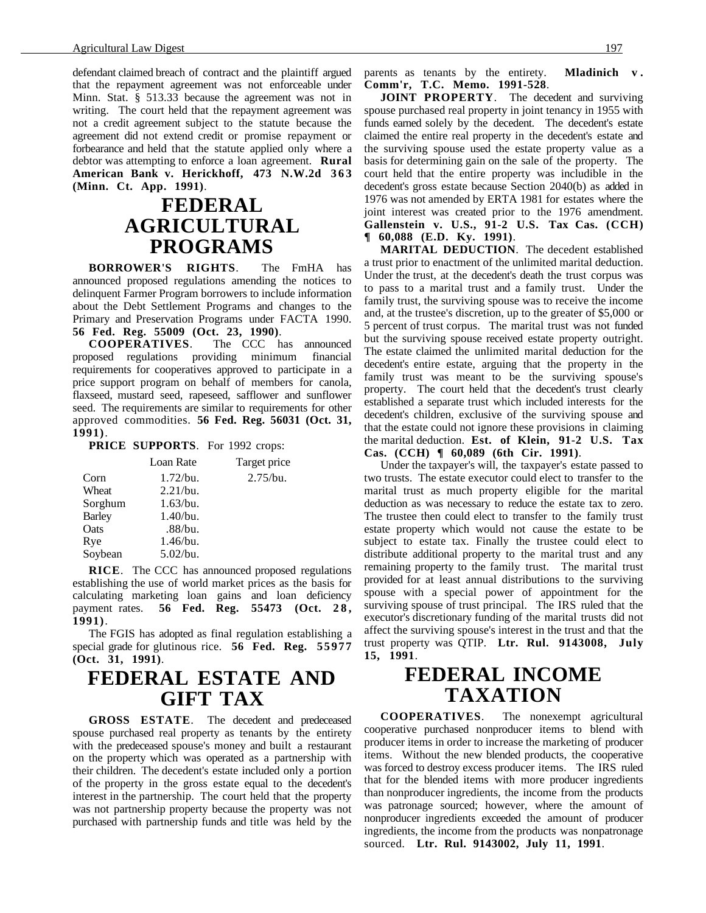defendant claimed breach of contract and the plaintiff argued that the repayment agreement was not enforceable under Minn. Stat. § 513.33 because the agreement was not in writing. The court held that the repayment agreement was not a credit agreement subject to the statute because the agreement did not extend credit or promise repayment or forbearance and held that the statute applied only where a debtor was attempting to enforce a loan agreement. **Rural American Bank v. Herickhoff, 473 N.W.2d 363 (Minn. Ct. App. 1991)**.

# FEDERAL AGRICULTURAL PROGRAMS

**BORROWER'S RIGHTS**. The FmHA has announced proposed regulations amending the notices to delinquent Farmer Program borrowers to include information about the Debt Settlement Programs and changes to the Primary and Preservation Programs under FACTA 1990. **56 Fed. Reg. 55009 (Oct. 23, 1990)**.

**COOPERATIVES**. The CCC has announced proposed regulations providing minimum financial requirements for cooperatives approved to participate in a price support program on behalf of members for canola, flaxseed, mustard seed, rapeseed, safflower and sunflower seed. The requirements are similar to requirements for other approved commodities. **56 Fed. Reg. 56031 (Oct. 31, 1991)**.

**PRICE SUPPORTS**. For 1992 crops:

| | Loan Rate | Target price |
|---|---|---|
| Corn | 1.72/bu. | 2.75/bu. |
| Wheat | 2.21/bu. | |
| Sorghum | 1.63/bu. | |
| Barley | 1.40/bu. | |
| Oats | .88/bu. | |
| Rye | 1.46/bu. | |
| Soybean | 5.02/bu. | |

**RICE**. The CCC has announced proposed regulations establishing the use of world market prices as the basis for calculating marketing loan gains and loan deficiency payment rates. **56 Fed. Reg. 55473 (Oct. 28, 1991)**.

The FGIS has adopted as final regulation establishing a special grade for glutinous rice. **56 Fed. Reg. 55977 (Oct. 31, 1991)**.

# FEDERAL ESTATE AND GIFT TAX

**GROSS ESTATE**. The decedent and predeceased spouse purchased real property as tenants by the entirety with the predeceased spouse's money and built a restaurant on the property which was operated as a partnership with their children. The decedent's estate included only a portion of the property in the gross estate equal to the decedent's interest in the partnership. The court held that the property was not partnership property because the property was not purchased with partnership funds and title was held by the parents as tenants by the entirety. **Mladinich v. Comm'r, T.C. Memo. 1991-528**.

**JOINT PROPERTY**. The decedent and surviving spouse purchased real property in joint tenancy in 1955 with funds earned solely by the decedent. The decedent's estate claimed the entire real property in the decedent's estate and the surviving spouse used the estate property value as a basis for determining gain on the sale of the property. The court held that the entire property was includible in the decedent's gross estate because Section 2040(b) as added in 1976 was not amended by ERTA 1981 for estates where the joint interest was created prior to the 1976 amendment. **Gallenstein v. U.S., 91-2 U.S. Tax Cas. (CCH) ¶ 60,088 (E.D. Ky. 1991)**.

**MARITAL DEDUCTION**. The decedent established a trust prior to enactment of the unlimited marital deduction. Under the trust, at the decedent's death the trust corpus was to pass to a marital trust and a family trust. Under the family trust, the surviving spouse was to receive the income and, at the trustee's discretion, up to the greater of $5,000 or 5 percent of trust corpus. The marital trust was not funded but the surviving spouse received estate property outright. The estate claimed the unlimited marital deduction for the decedent's entire estate, arguing that the property in the family trust was meant to be the surviving spouse's property. The court held that the decedent's trust clearly established a separate trust which included interests for the decedent's children, exclusive of the surviving spouse and that the estate could not ignore these provisions in claiming the marital deduction. **Est. of Klein, 91-2 U.S. Tax Cas. (CCH) ¶ 60,089 (6th Cir. 1991)**.

Under the taxpayer's will, the taxpayer's estate passed to two trusts. The estate executor could elect to transfer to the marital trust as much property eligible for the marital deduction as was necessary to reduce the estate tax to zero. The trustee then could elect to transfer to the family trust estate property which would not cause the estate to be subject to estate tax. Finally the trustee could elect to distribute additional property to the marital trust and any remaining property to the family trust. The marital trust provided for at least annual distributions to the surviving spouse with a special power of appointment for the surviving spouse of trust principal. The IRS ruled that the executor's discretionary funding of the marital trusts did not affect the surviving spouse's interest in the trust and that the trust property was QTIP. **Ltr. Rul. 9143008, July 15, 1991**.

# FEDERAL INCOME TAXATION

**COOPERATIVES**. The nonexempt agricultural cooperative purchased nonproducer items to blend with producer items in order to increase the marketing of producer items. Without the new blended products, the cooperative was forced to destroy excess producer items. The IRS ruled that for the blended items with more producer ingredients than nonproducer ingredients, the income from the products was patronage sourced; however, where the amount of nonproducer ingredients exceeded the amount of producer ingredients, the income from the products was nonpatronage sourced. **Ltr. Rul. 9143002, July 11, 1991**.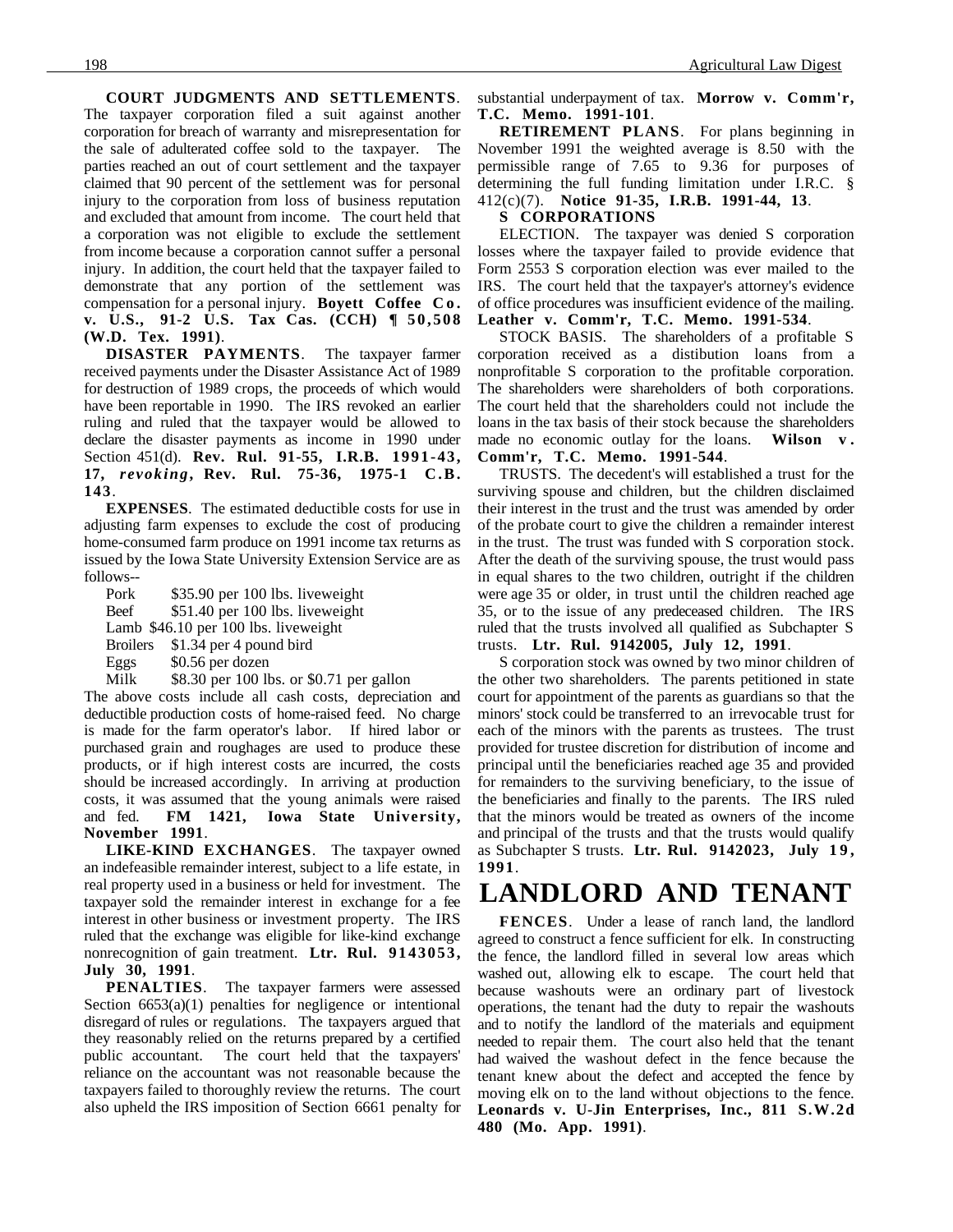**COURT JUDGMENTS AND SETTLEMENTS**. The taxpayer corporation filed a suit against another corporation for breach of warranty and misrepresentation for the sale of adulterated coffee sold to the taxpayer. The parties reached an out of court settlement and the taxpayer claimed that 90 percent of the settlement was for personal injury to the corporation from loss of business reputation and excluded that amount from income. The court held that a corporation was not eligible to exclude the settlement from income because a corporation cannot suffer a personal injury. In addition, the court held that the taxpayer failed to demonstrate that any portion of the settlement was compensation for a personal injury. **Boyett Coffee Co. v. U.S., 91-2 U.S. Tax Cas. (CCH) ¶ 50,508 (W.D. Tex. 1991)**.

**DISASTER PAYMENTS**. The taxpayer farmer received payments under the Disaster Assistance Act of 1989 for destruction of 1989 crops, the proceeds of which would have been reportable in 1990. The IRS revoked an earlier ruling and ruled that the taxpayer would be allowed to declare the disaster payments as income in 1990 under Section 451(d). **Rev. Rul. 91-55, I.R.B. 1991-43, 17, *revoking*, Rev. Rul. 75-36, 1975-1 C.B. 143**.

**EXPENSES**. The estimated deductible costs for use in adjusting farm expenses to exclude the cost of producing home-consumed farm produce on 1991 income tax returns as issued by the Iowa State University Extension Service are as follows--

| | |
|---|---|
| Pork | \$35.90 per 100 lbs. liveweight |
| Beef | \$51.40 per 100 lbs. liveweight |
| Lamb | \$46.10 per 100 lbs. liveweight |
| Broilers | \$1.34 per 4 pound bird |
| Eggs | \$0.56 per dozen |
| Milk | \$8.30 per 100 lbs. or \$0.71 per gallon |

The above costs include all cash costs, depreciation and deductible production costs of home-raised feed. No charge is made for the farm operator's labor. If hired labor or purchased grain and roughages are used to produce these products, or if high interest costs are incurred, the costs should be increased accordingly. In arriving at production costs, it was assumed that the young animals were raised and fed. **FM 1421, Iowa State University, November 1991**.

**LIKE-KIND EXCHANGES**. The taxpayer owned an indefeasible remainder interest, subject to a life estate, in real property used in a business or held for investment. The taxpayer sold the remainder interest in exchange for a fee interest in other business or investment property. The IRS ruled that the exchange was eligible for like-kind exchange nonrecognition of gain treatment. **Ltr. Rul. 9143053, July 30, 1991**.

**PENALTIES**. The taxpayer farmers were assessed Section 6653(a)(1) penalties for negligence or intentional disregard of rules or regulations. The taxpayers argued that they reasonably relied on the returns prepared by a certified public accountant. The court held that the taxpayers' reliance on the accountant was not reasonable because the taxpayers failed to thoroughly review the returns. The court also upheld the IRS imposition of Section 6661 penalty for substantial underpayment of tax. **Morrow v. Comm'r, T.C. Memo. 1991-101**.

**RETIREMENT PLANS**. For plans beginning in November 1991 the weighted average is 8.50 with the permissible range of 7.65 to 9.36 for purposes of determining the full funding limitation under I.R.C. § 412(c)(7). **Notice 91-35, I.R.B. 1991-44, 13**.

**S CORPORATIONS**

ELECTION. The taxpayer was denied S corporation losses where the taxpayer failed to provide evidence that Form 2553 S corporation election was ever mailed to the IRS. The court held that the taxpayer's attorney's evidence of office procedures was insufficient evidence of the mailing. **Leather v. Comm'r, T.C. Memo. 1991-534**.

STOCK BASIS. The shareholders of a profitable S corporation received as a distibution loans from a nonprofitable S corporation to the profitable corporation. The shareholders were shareholders of both corporations. The court held that the shareholders could not include the loans in the tax basis of their stock because the shareholders made no economic outlay for the loans. **Wilson v. Comm'r, T.C. Memo. 1991-544**.

TRUSTS. The decedent's will established a trust for the surviving spouse and children, but the children disclaimed their interest in the trust and the trust was amended by order of the probate court to give the children a remainder interest in the trust. The trust was funded with S corporation stock. After the death of the surviving spouse, the trust would pass in equal shares to the two children, outright if the children were age 35 or older, in trust until the children reached age 35, or to the issue of any predeceased children. The IRS ruled that the trusts involved all qualified as Subchapter S trusts. **Ltr. Rul. 9142005, July 12, 1991**.

S corporation stock was owned by two minor children of the other two shareholders. The parents petitioned in state court for appointment of the parents as guardians so that the minors' stock could be transferred to an irrevocable trust for each of the minors with the parents as trustees. The trust provided for trustee discretion for distribution of income and principal until the beneficiaries reached age 35 and provided for remainders to the surviving beneficiary, to the issue of the beneficiaries and finally to the parents. The IRS ruled that the minors would be treated as owners of the income and principal of the trusts and that the trusts would qualify as Subchapter S trusts. **Ltr. Rul. 9142023, July 19, 1991**.

# LANDLORD AND TENANT

**FENCES**. Under a lease of ranch land, the landlord agreed to construct a fence sufficient for elk. In constructing the fence, the landlord filled in several low areas which washed out, allowing elk to escape. The court held that because washouts were an ordinary part of livestock operations, the tenant had the duty to repair the washouts and to notify the landlord of the materials and equipment needed to repair them. The court also held that the tenant had waived the washout defect in the fence because the tenant knew about the defect and accepted the fence by moving elk on to the land without objections to the fence. **Leonards v. U-Jin Enterprises, Inc., 811 S.W.2d 480 (Mo. App. 1991)**.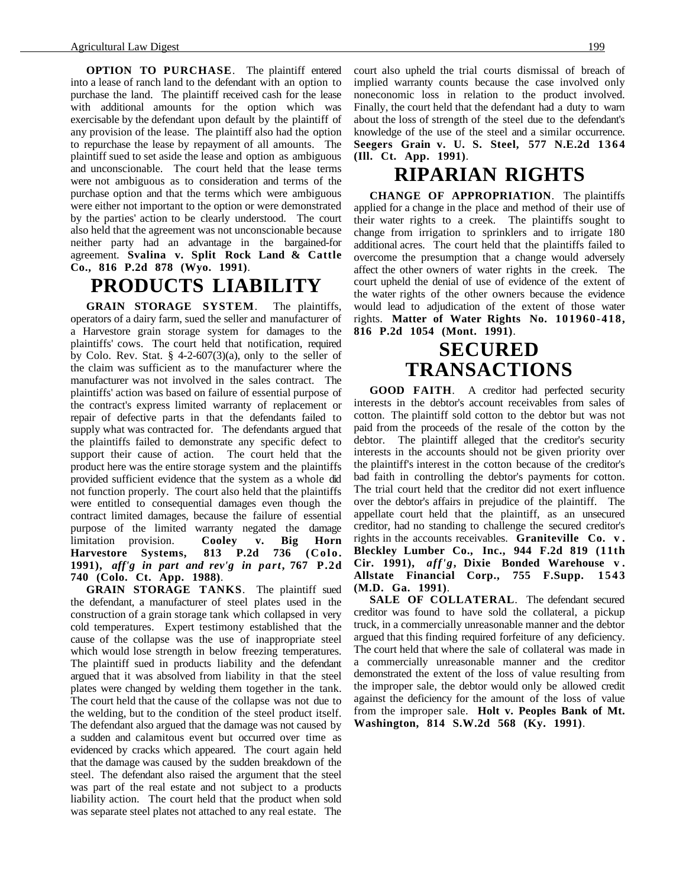**OPTION TO PURCHASE**. The plaintiff entered into a lease of ranch land to the defendant with an option to purchase the land. The plaintiff received cash for the lease with additional amounts for the option which was exercisable by the defendant upon default by the plaintiff of any provision of the lease. The plaintiff also had the option to repurchase the lease by repayment of all amounts. The plaintiff sued to set aside the lease and option as ambiguous and unconscionable. The court held that the lease terms were not ambiguous as to consideration and terms of the purchase option and that the terms which were ambiguous were either not important to the option or were demonstrated by the parties' action to be clearly understood. The court also held that the agreement was not unconscionable because neither party had an advantage in the bargained-for agreement. **Svalina v. Split Rock Land & Cattle Co., 816 P.2d 878 (Wyo. 1991)**.

# PRODUCTS LIABILITY

**GRAIN STORAGE SYSTEM**. The plaintiffs, operators of a dairy farm, sued the seller and manufacturer of a Harvestore grain storage system for damages to the plaintiffs' cows. The court held that notification, required by Colo. Rev. Stat. § 4-2-607(3)(a), only to the seller of the claim was sufficient as to the manufacturer where the manufacturer was not involved in the sales contract. The plaintiffs' action was based on failure of essential purpose of the contract's express limited warranty of replacement or repair of defective parts in that the defendants failed to supply what was contracted for. The defendants argued that the plaintiffs failed to demonstrate any specific defect to support their cause of action. The court held that the product here was the entire storage system and the plaintiffs provided sufficient evidence that the system as a whole did not function properly. The court also held that the plaintiffs were entitled to consequential damages even though the contract limited damages, because the failure of essential purpose of the limited warranty negated the damage limitation provision. **Cooley v. Big Horn Harvestore Systems, 813 P.2d 736 (Colo. 1991),** ***aff'g in part and rev'g in part*****, 767 P.2d 740 (Colo. Ct. App. 1988)**.

**GRAIN STORAGE TANKS**. The plaintiff sued the defendant, a manufacturer of steel plates used in the construction of a grain storage tank which collapsed in very cold temperatures. Expert testimony established that the cause of the collapse was the use of inappropriate steel which would lose strength in below freezing temperatures. The plaintiff sued in products liability and the defendant argued that it was absolved from liability in that the steel plates were changed by welding them together in the tank. The court held that the cause of the collapse was not due to the welding, but to the condition of the steel product itself. The defendant also argued that the damage was not caused by a sudden and calamitous event but occurred over time as evidenced by cracks which appeared. The court again held that the damage was caused by the sudden breakdown of the steel. The defendant also raised the argument that the steel was part of the real estate and not subject to a products liability action. The court held that the product when sold was separate steel plates not attached to any real estate. The court also upheld the trial courts dismissal of breach of implied warranty counts because the case involved only noneconomic loss in relation to the product involved. Finally, the court held that the defendant had a duty to warn about the loss of strength of the steel due to the defendant's knowledge of the use of the steel and a similar occurrence. **Seegers Grain v. U. S. Steel, 577 N.E.2d 1364 (Ill. Ct. App. 1991)**.

# RIPARIAN RIGHTS

**CHANGE OF APPROPRIATION**. The plaintiffs applied for a change in the place and method of their use of their water rights to a creek. The plaintiffs sought to change from irrigation to sprinklers and to irrigate 180 additional acres. The court held that the plaintiffs failed to overcome the presumption that a change would adversely affect the other owners of water rights in the creek. The court upheld the denial of use of evidence of the extent of the water rights of the other owners because the evidence would lead to adjudication of the extent of those water rights. **Matter of Water Rights No. 101960-418, 816 P.2d 1054 (Mont. 1991)**.

# SECURED TRANSACTIONS

**GOOD FAITH**. A creditor had perfected security interests in the debtor's account receivables from sales of cotton. The plaintiff sold cotton to the debtor but was not paid from the proceeds of the resale of the cotton by the debtor. The plaintiff alleged that the creditor's security interests in the accounts should not be given priority over the plaintiff's interest in the cotton because of the creditor's bad faith in controlling the debtor's payments for cotton. The trial court held that the creditor did not exert influence over the debtor's affairs in prejudice of the plaintiff. The appellate court held that the plaintiff, as an unsecured creditor, had no standing to challenge the secured creditor's rights in the accounts receivables. **Graniteville Co. v. Bleckley Lumber Co., Inc., 944 F.2d 819 (11th Cir. 1991),** ***aff'g*****, Dixie Bonded Warehouse v. Allstate Financial Corp., 755 F.Supp. 1543 (M.D. Ga. 1991)**.

**SALE OF COLLATERAL**. The defendant secured creditor was found to have sold the collateral, a pickup truck, in a commercially unreasonable manner and the debtor argued that this finding required forfeiture of any deficiency. The court held that where the sale of collateral was made in a commercially unreasonable manner and the creditor demonstrated the extent of the loss of value resulting from the improper sale, the debtor would only be allowed credit against the deficiency for the amount of the loss of value from the improper sale. **Holt v. Peoples Bank of Mt. Washington, 814 S.W.2d 568 (Ky. 1991)**.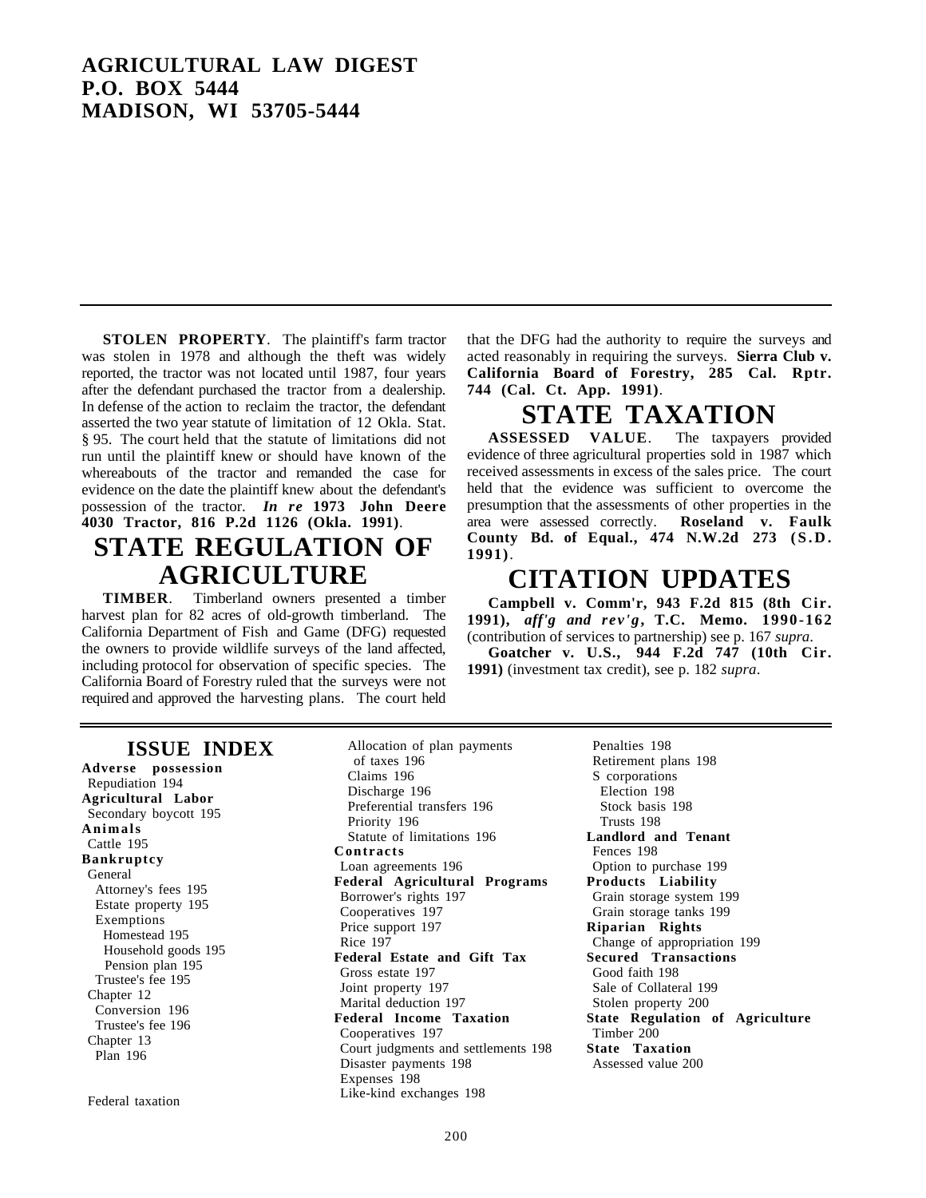AGRICULTURAL LAW DIGEST
P.O. BOX 5444
MADISON, WI 53705-5444

**STOLEN PROPERTY**. The plaintiff's farm tractor was stolen in 1978 and although the theft was widely reported, the tractor was not located until 1987, four years after the defendant purchased the tractor from a dealership. In defense of the action to reclaim the tractor, the defendant asserted the two year statute of limitation of 12 Okla. Stat. § 95. The court held that the statute of limitations did not run until the plaintiff knew or should have known of the whereabouts of the tractor and remanded the case for evidence on the date the plaintiff knew about the defendant's possession of the tractor. ***In re* 1973 John Deere 4030 Tractor, 816 P.2d 1126 (Okla. 1991)**.

# STATE REGULATION OF AGRICULTURE

**TIMBER**. Timberland owners presented a timber harvest plan for 82 acres of old-growth timberland. The California Department of Fish and Game (DFG) requested the owners to provide wildlife surveys of the land affected, including protocol for observation of specific species. The California Board of Forestry ruled that the surveys were not required and approved the harvesting plans. The court held that the DFG had the authority to require the surveys and acted reasonably in requiring the surveys. **Sierra Club v. California Board of Forestry, 285 Cal. Rptr. 744 (Cal. Ct. App. 1991)**.

# STATE TAXATION

**ASSESSED VALUE**. The taxpayers provided evidence of three agricultural properties sold in 1987 which received assessments in excess of the sales price. The court held that the evidence was sufficient to overcome the presumption that the assessments of other properties in the area were assessed correctly. **Roseland v. Faulk County Bd. of Equal., 474 N.W.2d 273 (S.D. 1991)**.

# CITATION UPDATES

**Campbell v. Comm'r, 943 F.2d 815 (8th Cir. 1991),** ***aff'g and rev'g*****, T.C. Memo. 1990-162** (contribution of services to partnership) see p. 167 *supra*.

**Goatcher v. U.S., 944 F.2d 747 (10th Cir. 1991)** (investment tax credit), see p. 182 *supra*.

## ISSUE INDEX

**Adverse possession**
Repudiation 194

**Agricultural Labor**
Secondary boycott 195

**Animals**
Cattle 195

**Bankruptcy**
General
- Attorney's fees 195
- Estate property 195
- Exemptions
  - Homestead 195
  - Household goods 195
  - Pension plan 195
- Trustee's fee 195

Chapter 12
- Conversion 196
- Trustee's fee 196

Chapter 13
- Plan 196

Federal taxation
- Allocation of plan payments of taxes 196
- Claims 196
- Discharge 196
- Preferential transfers 196
- Priority 196
- Statute of limitations 196

**Contracts**
Loan agreements 196

**Federal Agricultural Programs**
Borrower's rights 197
Cooperatives 197
Price support 197
Rice 197

**Federal Estate and Gift Tax**
Gross estate 197
Joint property 197
Marital deduction 197

**Federal Income Taxation**
Cooperatives 197
Court judgments and settlements 198
Disaster payments 198
Expenses 198
Like-kind exchanges 198
Penalties 198
Retirement plans 198
S corporations
- Election 198
- Stock basis 198
- Trusts 198

**Landlord and Tenant**
Fences 198
Option to purchase 199

**Products Liability**
Grain storage system 199
Grain storage tanks 199

**Riparian Rights**
Change of appropriation 199

**Secured Transactions**
Good faith 198
Sale of Collateral 199
Stolen property 200

**State Regulation of Agriculture**
Timber 200

**State Taxation**
Assessed value 200